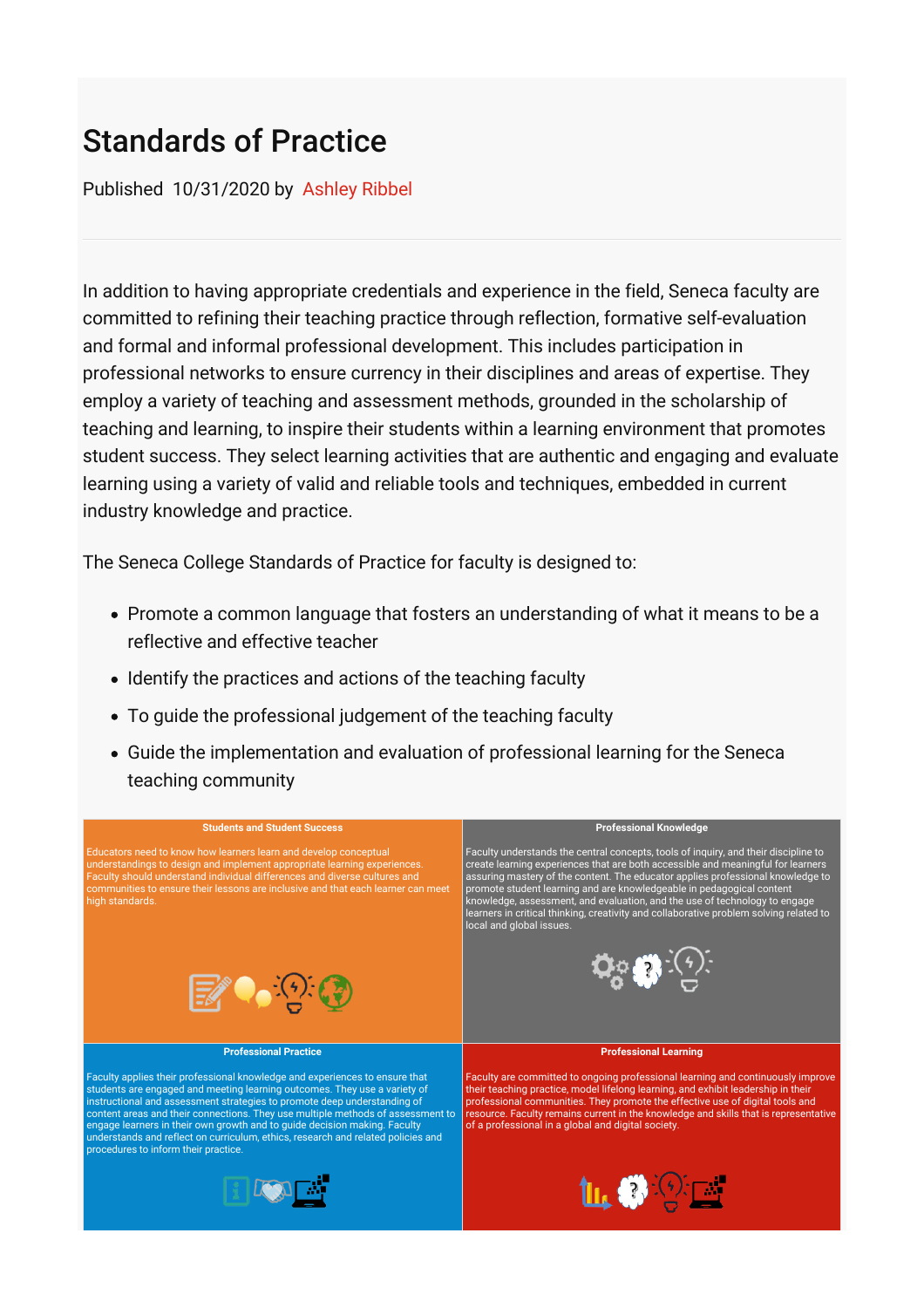# Standards of Practice

Published 10/31/2020 by Ashley Ribbel

In addition to having appropriate credentials and experience in the field, Seneca faculty are committed to refining their teaching practice through reflection, formative self-evaluation and formal and informal professional development. This includes participation in professional networks to ensure currency in their disciplines and areas of expertise. They employ a variety of teaching and assessment methods, grounded in the scholarship of teaching and learning, to inspire their students within a learning environment that promotes student success. They select learning activities that are authentic and engaging and evaluate learning using a variety of valid and reliable tools and techniques, embedded in current industry knowledge and practice.

The Seneca College Standards of Practice for faculty is designed to:

- Promote a common language that fosters an understanding of what it means to be a reflective and effective teacher
- Identify the practices and actions of the teaching faculty
- To guide the professional judgement of the teaching faculty
- Guide the implementation and evaluation of professional learning for the Seneca teaching community

**Students and Student Success**

Educators need to know how learners learn and develop conceptual understandings to design and implement appropriate learning experiences. Faculty should understand individual differences and diverse cultures and communities to ensure their lessons are inclusive and that each learner can meet high standards.

**Professional Knowledge**

Faculty understands the central concepts, tools of inquiry, and their discipline to create learning experiences that are both accessible and meaningful for learners assuring mastery of the content. The educator applies professional knowledge to promote student learning and are knowledgeable in pedagogical content knowledge, assessment, and evaluation, and the use of technology to engage learners in critical thinking, creativity and collaborative problem solving related to local and global issues.

**Professional Practice**

Faculty applies their professional knowledge and experiences to ensure that students are engaged and meeting learning outcomes. They use a variety of instructional and assessment strategies to promote deep understanding of content areas and their connections. They use multiple methods of assessment to engage learners in their own growth and to guide decision making. Faculty understands and reflect on curriculum, ethics, research and related policies and procedures to inform their practice.

**Professional Learning**

Faculty are committed to ongoing professional learning and continuously improve their teaching practice, model lifelong learning, and exhibit leadership in their professional communities. They promote the effective use of digital tools and resource. Faculty remains current in the knowledge and skills that is representative of a professional in a global and digital society.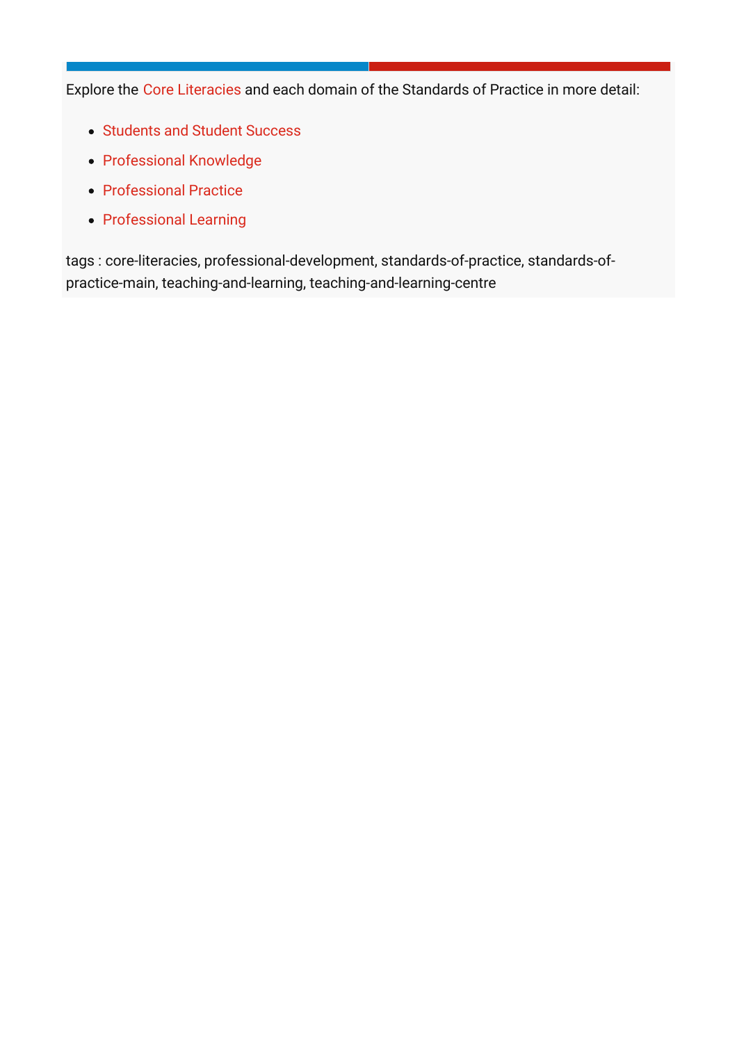Explore the Core Literacies and each domain of the Standards of Practice in more detail:

- Students and Student Success
- Professional Knowledge
- Professional Practice
- Professional Learning

tags : core-literacies, professional-development, standards-of-practice, standards-of-practice-main, teaching-and-learning, teaching-and-learning-centre